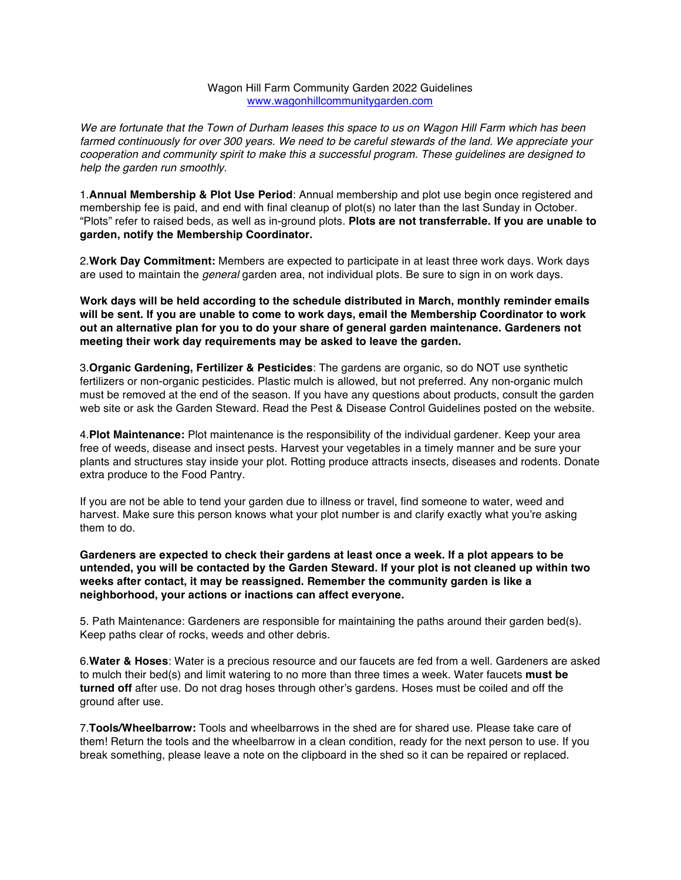Wagon Hill Farm Community Garden 2022 Guidelines
www.wagonhillcommunitygarden.com

*We are fortunate that the Town of Durham leases this space to us on Wagon Hill Farm which has been farmed continuously for over 300 years. We need to be careful stewards of the land. We appreciate your cooperation and community spirit to make this a successful program. These guidelines are designed to help the garden run smoothly.*

1.**Annual Membership & Plot Use Period**: Annual membership and plot use begin once registered and membership fee is paid, and end with final cleanup of plot(s) no later than the last Sunday in October. "Plots" refer to raised beds, as well as in-ground plots. **Plots are not transferrable. If you are unable to garden, notify the Membership Coordinator.**

2.**Work Day Commitment:** Members are expected to participate in at least three work days. Work days are used to maintain the *general* garden area, not individual plots. Be sure to sign in on work days.

**Work days will be held according to the schedule distributed in March, monthly reminder emails will be sent. If you are unable to come to work days, email the Membership Coordinator to work out an alternative plan for you to do your share of general garden maintenance. Gardeners not meeting their work day requirements may be asked to leave the garden.**

3.**Organic Gardening, Fertilizer & Pesticides**: The gardens are organic, so do NOT use synthetic fertilizers or non-organic pesticides. Plastic mulch is allowed, but not preferred. Any non-organic mulch must be removed at the end of the season. If you have any questions about products, consult the garden web site or ask the Garden Steward. Read the Pest & Disease Control Guidelines posted on the website.

4.**Plot Maintenance:** Plot maintenance is the responsibility of the individual gardener. Keep your area free of weeds, disease and insect pests. Harvest your vegetables in a timely manner and be sure your plants and structures stay inside your plot. Rotting produce attracts insects, diseases and rodents. Donate extra produce to the Food Pantry.

If you are not be able to tend your garden due to illness or travel, find someone to water, weed and harvest. Make sure this person knows what your plot number is and clarify exactly what you're asking them to do.

**Gardeners are expected to check their gardens at least once a week. If a plot appears to be untended, you will be contacted by the Garden Steward. If your plot is not cleaned up within two weeks after contact, it may be reassigned. Remember the community garden is like a neighborhood, your actions or inactions can affect everyone.**

5. Path Maintenance: Gardeners are responsible for maintaining the paths around their garden bed(s). Keep paths clear of rocks, weeds and other debris.

6.**Water & Hoses**: Water is a precious resource and our faucets are fed from a well. Gardeners are asked to mulch their bed(s) and limit watering to no more than three times a week. Water faucets **must be turned off** after use. Do not drag hoses through other's gardens. Hoses must be coiled and off the ground after use.

7.**Tools/Wheelbarrow:** Tools and wheelbarrows in the shed are for shared use. Please take care of them! Return the tools and the wheelbarrow in a clean condition, ready for the next person to use. If you break something, please leave a note on the clipboard in the shed so it can be repaired or replaced.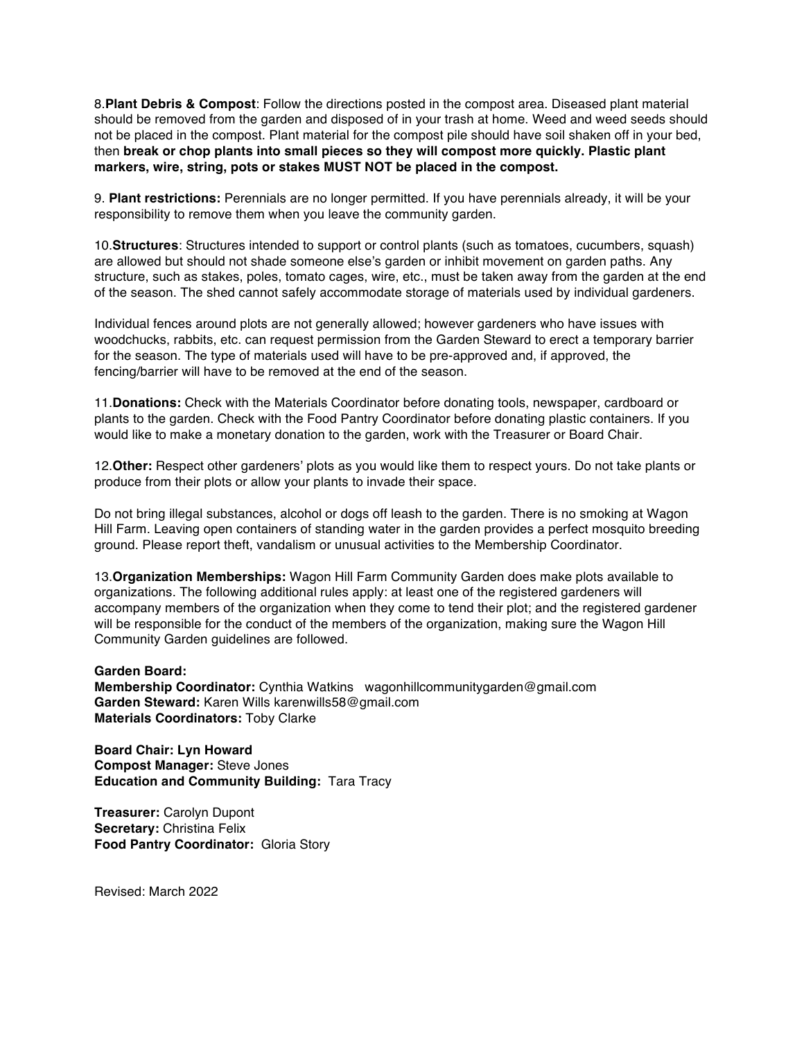8.**Plant Debris & Compost**: Follow the directions posted in the compost area. Diseased plant material should be removed from the garden and disposed of in your trash at home. Weed and weed seeds should not be placed in the compost. Plant material for the compost pile should have soil shaken off in your bed, then **break or chop plants into small pieces so they will compost more quickly. Plastic plant markers, wire, string, pots or stakes MUST NOT be placed in the compost.**

9. **Plant restrictions:** Perennials are no longer permitted. If you have perennials already, it will be your responsibility to remove them when you leave the community garden.

10.**Structures**: Structures intended to support or control plants (such as tomatoes, cucumbers, squash) are allowed but should not shade someone else's garden or inhibit movement on garden paths. Any structure, such as stakes, poles, tomato cages, wire, etc., must be taken away from the garden at the end of the season. The shed cannot safely accommodate storage of materials used by individual gardeners.

Individual fences around plots are not generally allowed; however gardeners who have issues with woodchucks, rabbits, etc. can request permission from the Garden Steward to erect a temporary barrier for the season. The type of materials used will have to be pre-approved and, if approved, the fencing/barrier will have to be removed at the end of the season.

11.**Donations:** Check with the Materials Coordinator before donating tools, newspaper, cardboard or plants to the garden. Check with the Food Pantry Coordinator before donating plastic containers. If you would like to make a monetary donation to the garden, work with the Treasurer or Board Chair.

12.**Other:** Respect other gardeners' plots as you would like them to respect yours. Do not take plants or produce from their plots or allow your plants to invade their space.

Do not bring illegal substances, alcohol or dogs off leash to the garden. There is no smoking at Wagon Hill Farm. Leaving open containers of standing water in the garden provides a perfect mosquito breeding ground. Please report theft, vandalism or unusual activities to the Membership Coordinator.

13.**Organization Memberships:** Wagon Hill Farm Community Garden does make plots available to organizations. The following additional rules apply: at least one of the registered gardeners will accompany members of the organization when they come to tend their plot; and the registered gardener will be responsible for the conduct of the members of the organization, making sure the Wagon Hill Community Garden guidelines are followed.

**Garden Board:**
**Membership Coordinator:** Cynthia Watkins wagonhillcommunitygarden@gmail.com
**Garden Steward:** Karen Wills karenwills58@gmail.com
**Materials Coordinators:** Toby Clarke

**Board Chair: Lyn Howard**
**Compost Manager:** Steve Jones
**Education and Community Building:** Tara Tracy

**Treasurer:** Carolyn Dupont
**Secretary:** Christina Felix
**Food Pantry Coordinator:** Gloria Story

Revised: March 2022